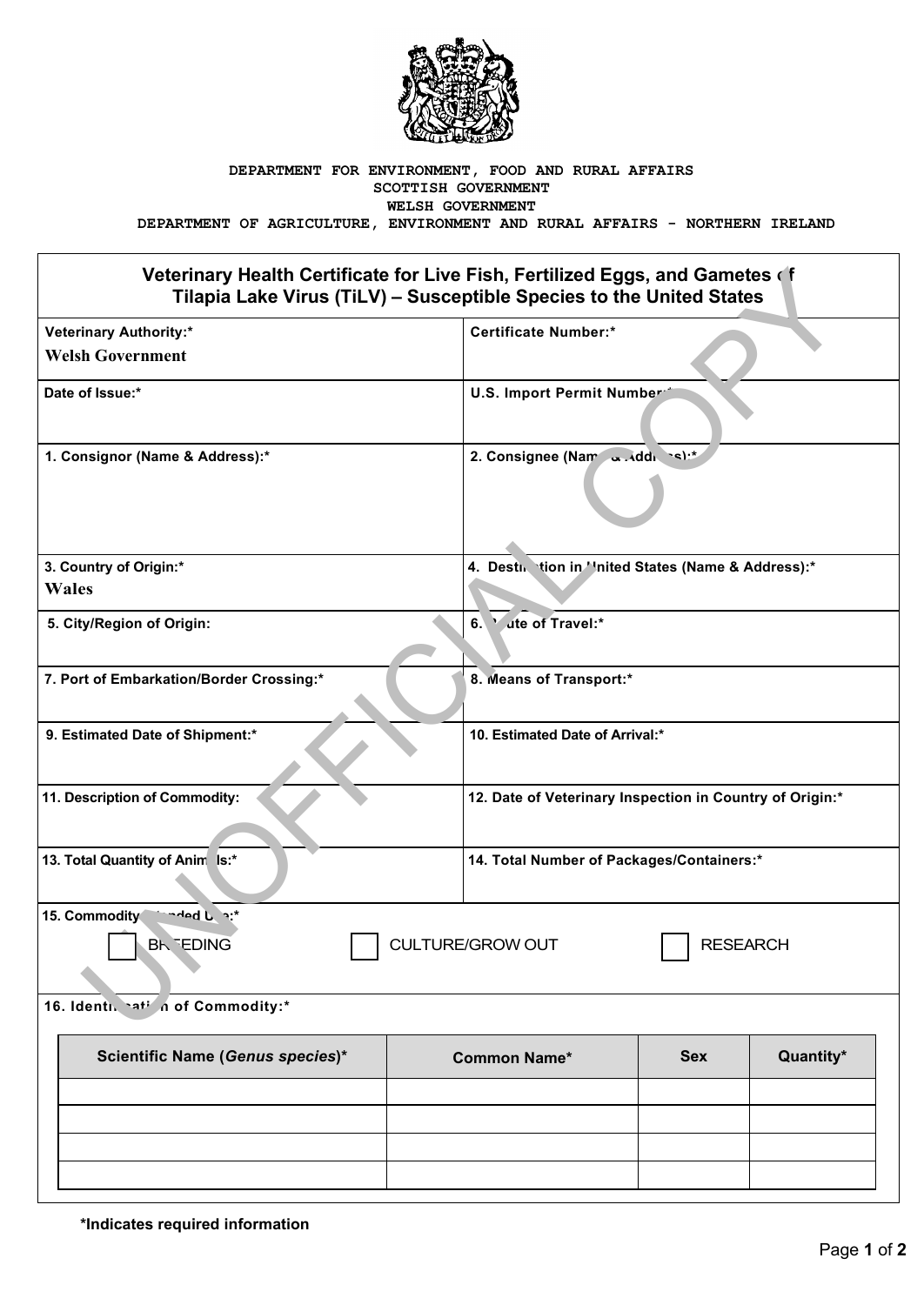DEPARTMENT FOR ENVIRONMENT, FOOD AND RURAL AFFAIRS
SCOTTISH GOVERNMENT
WELSH GOVERNMENT
DEPARTMENT OF AGRICULTURE, ENVIRONMENT AND RURAL AFFAIRS - NORTHERN IRELAND

UNOFFICIAL COPY

# Veterinary Health Certificate for Live Fish, Fertilized Eggs, and Gametes of Tilapia Lake Virus (TiLV) – Susceptible Species to the United States

| | |
|---|---|
| **Veterinary Authority:*** Welsh Government | **Certificate Number:*** |
| **Date of Issue:*** | **U.S. Import Permit Number:*** |
| **1. Consignor (Name & Address):*** | **2. Consignee (Name & Address):*** |
| **3. Country of Origin:*** Wales | **4. Destination in United States (Name & Address):*** |
| **5. City/Region of Origin:** | **6. Route of Travel:*** |
| **7. Port of Embarkation/Border Crossing:*** | **8. Means of Transport:*** |
| **9. Estimated Date of Shipment:*** | **10. Estimated Date of Arrival:*** |
| **11. Description of Commodity:** | **12. Date of Veterinary Inspection in Country of Origin:*** |
| **13. Total Quantity of Animals:*** | **14. Total Number of Packages/Containers:*** |

**15. Commodity Intended Use:***

☐ BREEDING ☐ CULTURE/GROW OUT ☐ RESEARCH

**16. Identification of Commodity:***

| Scientific Name (*Genus species*)* | Common Name* | Sex | Quantity* |
|---|---|---|---|
| | | | |
| | | | |
| | | | |
| | | | |

***Indicates required information**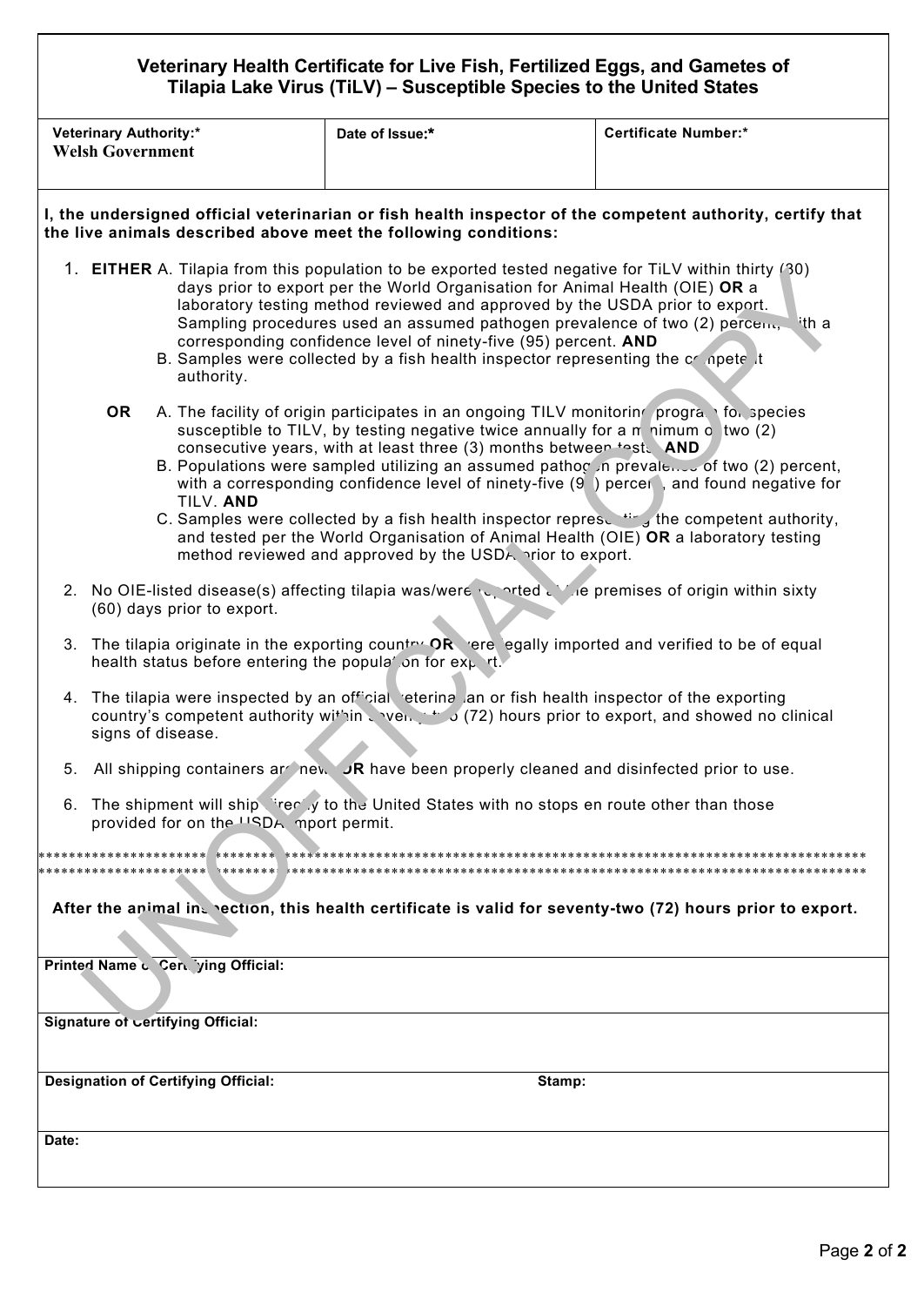## Veterinary Health Certificate for Live Fish, Fertilized Eggs, and Gametes of Tilapia Lake Virus (TiLV) – Susceptible Species to the United States

| Veterinary Authority:* Welsh Government | Date of Issue:* | Certificate Number:* |
|---|---|---|

**I, the undersigned official veterinarian or fish health inspector of the competent authority, certify that the live animals described above meet the following conditions:**

1. **EITHER** A. Tilapia from this population to be exported tested negative for TiLV within thirty (30) days prior to export per the World Organisation for Animal Health (OIE) **OR** a laboratory testing method reviewed and approved by the USDA prior to export. Sampling procedures used an assumed pathogen prevalence of two (2) percent, with a corresponding confidence level of ninety-five (95) percent. **AND**

   B. Samples were collected by a fish health inspector representing the competent authority.

   **OR** A. The facility of origin participates in an ongoing TILV monitoring program for species susceptible to TILV, by testing negative twice annually for a minimum of two (2) consecutive years, with at least three (3) months between tests. **AND**

   B. Populations were sampled utilizing an assumed pathogen prevalence of two (2) percent, with a corresponding confidence level of ninety-five (95) percent, and found negative for TILV. **AND**

   C. Samples were collected by a fish health inspector representing the competent authority, and tested per the World Organisation of Animal Health (OIE) **OR** a laboratory testing method reviewed and approved by the USDA prior to export.

2. No OIE-listed disease(s) affecting tilapia was/were reported at the premises of origin within sixty (60) days prior to export.

3. The tilapia originate in the exporting country **OR** were legally imported and verified to be of equal health status before entering the population for export.

4. The tilapia were inspected by an official veterinarian or fish health inspector of the exporting country's competent authority within seventy-two (72) hours prior to export, and showed no clinical signs of disease.

5. All shipping containers are new **OR** have been properly cleaned and disinfected prior to use.

6. The shipment will ship directly to the United States with no stops en route other than those provided for on the USDA import permit.

************************************************************************************************************
************************************************************************************************************

**After the animal inspection, this health certificate is valid for seventy-two (72) hours prior to export.**

| | |
|---|---|
| **Printed Name of Certifying Official:** | |
| **Signature of Certifying Official:** | |
| **Designation of Certifying Official:** | **Stamp:** |
| **Date:** | |

UNOFFICIAL COPY